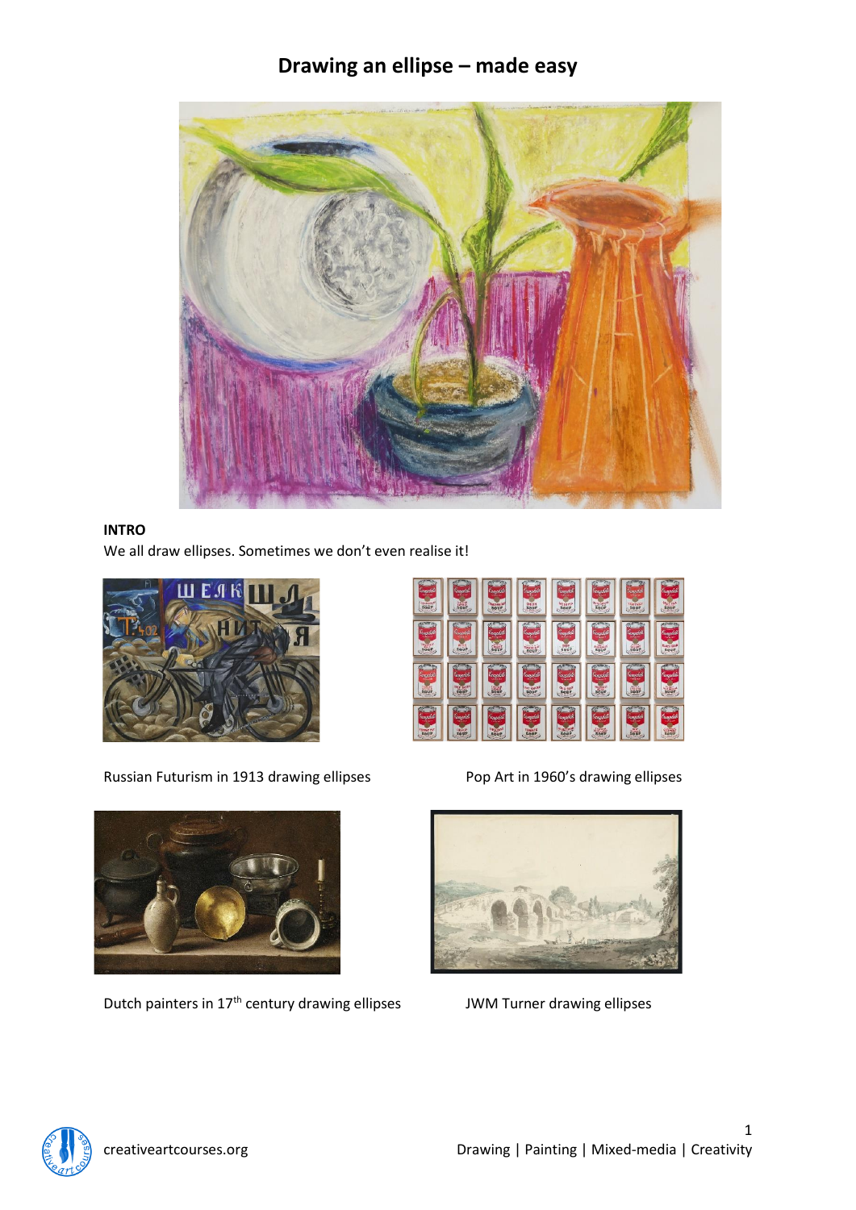# Drawing an ellipse – made easy

**INTRO**

We all draw ellipses. Sometimes we don't even realise it!

Russian Futurism in 1913 drawing ellipses

Pop Art in 1960's drawing ellipses

Dutch painters in 17th century drawing ellipses

JWM Turner drawing ellipses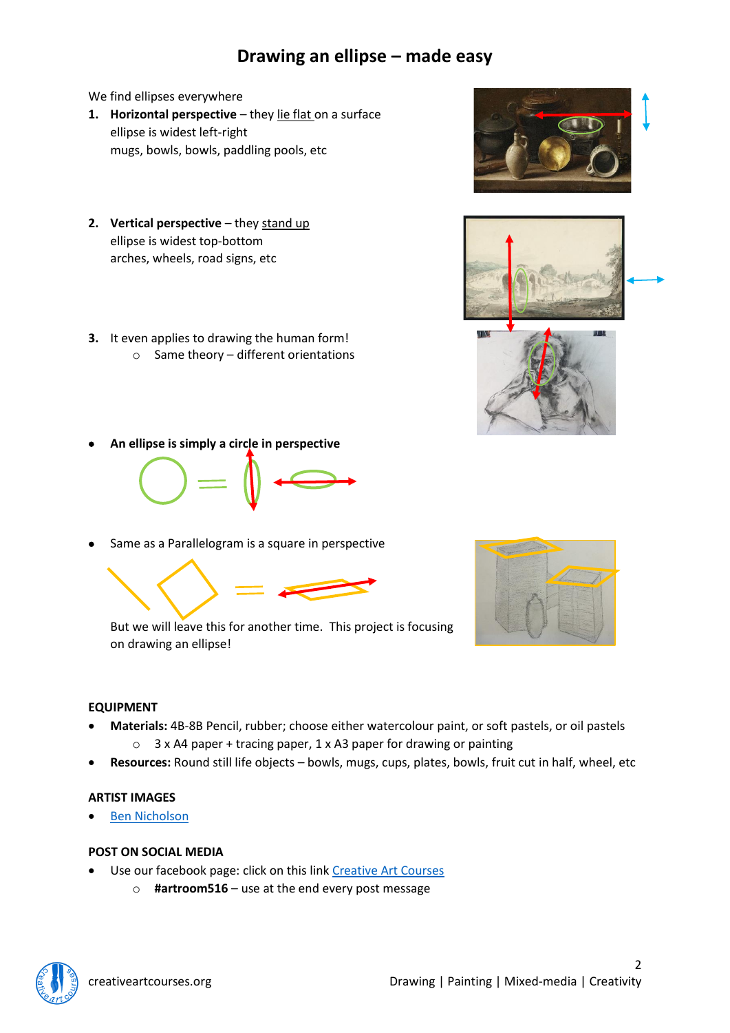# Drawing an ellipse – made easy

We find ellipses everywhere

1. **Horizontal perspective** – they lie flat on a surface
   ellipse is widest left-right
   mugs, bowls, bowls, paddling pools, etc

2. **Vertical perspective** – they stand up
   ellipse is widest top-bottom
   arches, wheels, road signs, etc

3. It even applies to drawing the human form!
   - Same theory – different orientations

- **An ellipse is simply a circle in perspective**

- Same as a Parallelogram is a square in perspective

  But we will leave this for another time. This project is focusing on drawing an ellipse!

## EQUIPMENT

- **Materials:** 4B-8B Pencil, rubber; choose either watercolour paint, or soft pastels, or oil pastels
  - 3 x A4 paper + tracing paper, 1 x A3 paper for drawing or painting
- **Resources:** Round still life objects – bowls, mugs, cups, plates, bowls, fruit cut in half, wheel, etc

## ARTIST IMAGES

- Ben Nicholson

## POST ON SOCIAL MEDIA

- Use our facebook page: click on this link Creative Art Courses
  - **#artroom516** – use at the end every post message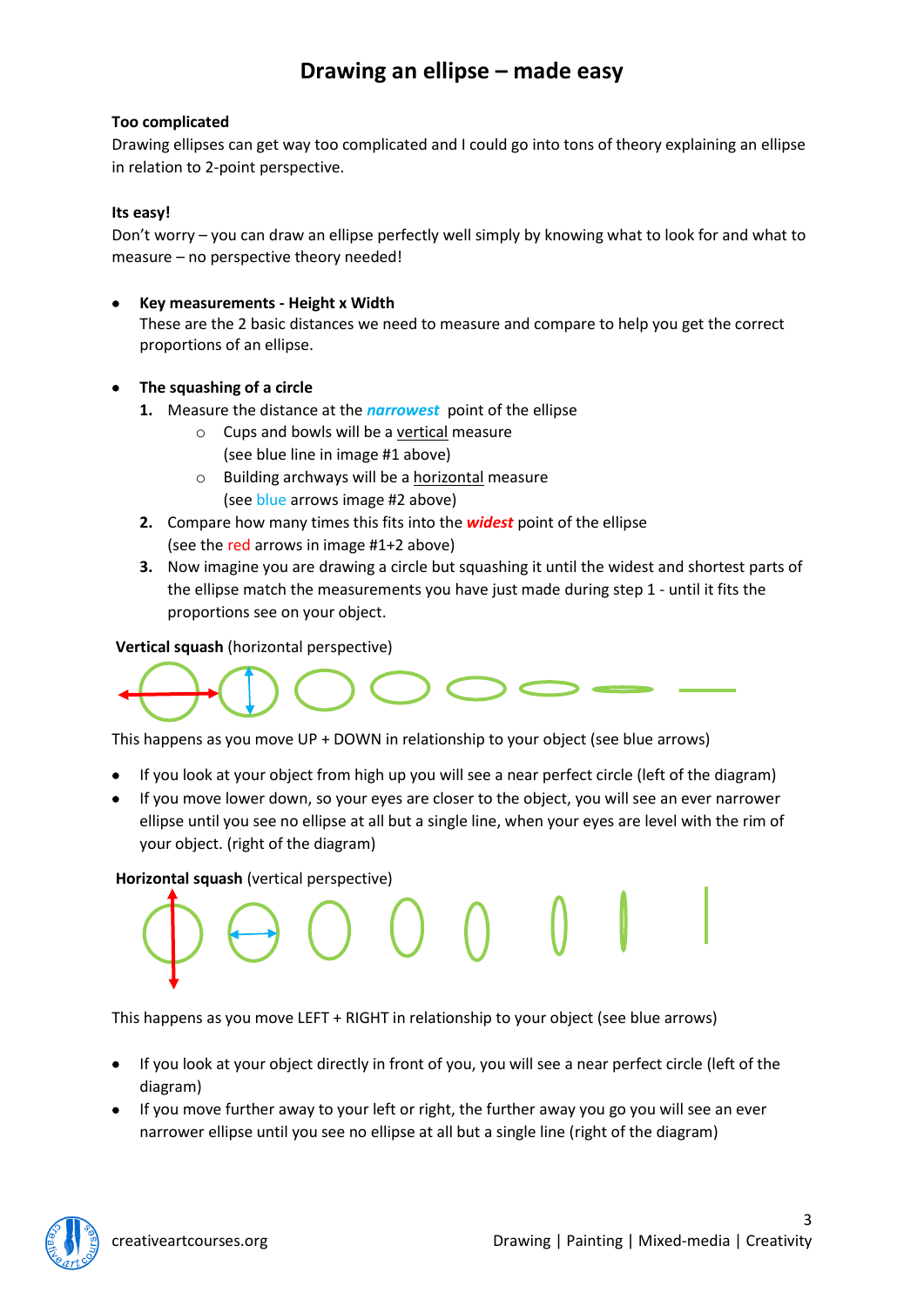# Drawing an ellipse – made easy

**Too complicated**

Drawing ellipses can get way too complicated and I could go into tons of theory explaining an ellipse in relation to 2-point perspective.

**Its easy!**

Don't worry – you can draw an ellipse perfectly well simply by knowing what to look for and what to measure – no perspective theory needed!

- **Key measurements - Height x Width**
  These are the 2 basic distances we need to measure and compare to help you get the correct proportions of an ellipse.

- **The squashing of a circle**
  1. Measure the distance at the ***narrowest*** point of the ellipse
     - Cups and bowls will be a vertical measure (see blue line in image #1 above)
     - Building archways will be a horizontal measure (see blue arrows image #2 above)
  2. Compare how many times this fits into the ***widest*** point of the ellipse (see the red arrows in image #1+2 above)
  3. Now imagine you are drawing a circle but squashing it until the widest and shortest parts of the ellipse match the measurements you have just made during step 1 - until it fits the proportions see on your object.

**Vertical squash** (horizontal perspective)

This happens as you move UP + DOWN in relationship to your object (see blue arrows)

- If you look at your object from high up you will see a near perfect circle (left of the diagram)
- If you move lower down, so your eyes are closer to the object, you will see an ever narrower ellipse until you see no ellipse at all but a single line, when your eyes are level with the rim of your object. (right of the diagram)

**Horizontal squash** (vertical perspective)

This happens as you move LEFT + RIGHT in relationship to your object (see blue arrows)

- If you look at your object directly in front of you, you will see a near perfect circle (left of the diagram)
- If you move further away to your left or right, the further away you go you will see an ever narrower ellipse until you see no ellipse at all but a single line (right of the diagram)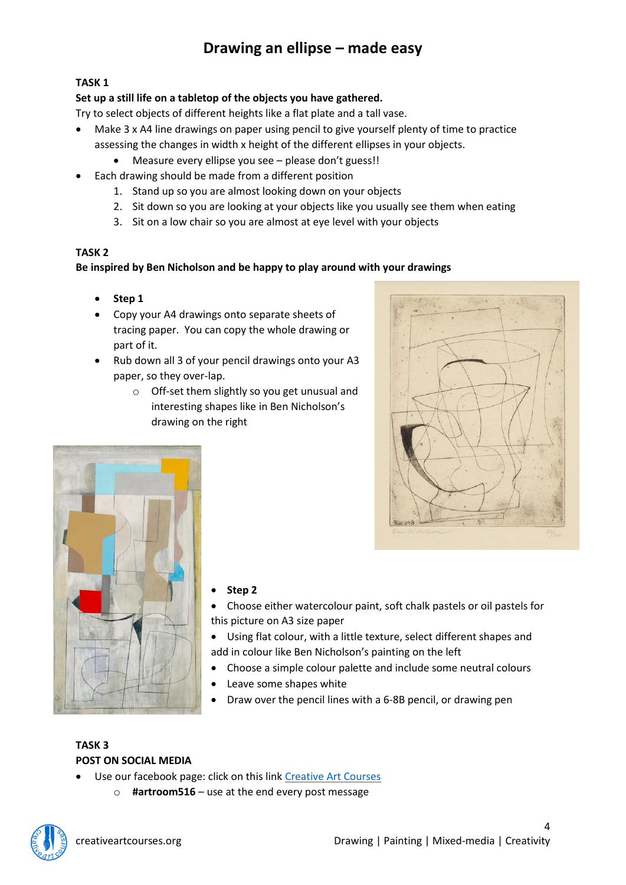# Drawing an ellipse – made easy

**TASK 1**

**Set up a still life on a tabletop of the objects you have gathered.**

Try to select objects of different heights like a flat plate and a tall vase.

- Make 3 x A4 line drawings on paper using pencil to give yourself plenty of time to practice assessing the changes in width x height of the different ellipses in your objects.
    - Measure every ellipse you see – please don't guess!!
- Each drawing should be made from a different position
    1. Stand up so you are almost looking down on your objects
    2. Sit down so you are looking at your objects like you usually see them when eating
    3. Sit on a low chair so you are almost at eye level with your objects

**TASK 2**

**Be inspired by Ben Nicholson and be happy to play around with your drawings**

- **Step 1**
- Copy your A4 drawings onto separate sheets of tracing paper. You can copy the whole drawing or part of it.
- Rub down all 3 of your pencil drawings onto your A3 paper, so they over-lap.
    - Off-set them slightly so you get unusual and interesting shapes like in Ben Nicholson's drawing on the right

- **Step 2**
- Choose either watercolour paint, soft chalk pastels or oil pastels for this picture on A3 size paper
- Using flat colour, with a little texture, select different shapes and add in colour like Ben Nicholson's painting on the left
- Choose a simple colour palette and include some neutral colours
- Leave some shapes white
- Draw over the pencil lines with a 6-8B pencil, or drawing pen

**TASK 3**

**POST ON SOCIAL MEDIA**

- Use our facebook page: click on this link Creative Art Courses
    - **#artroom516** – use at the end every post message